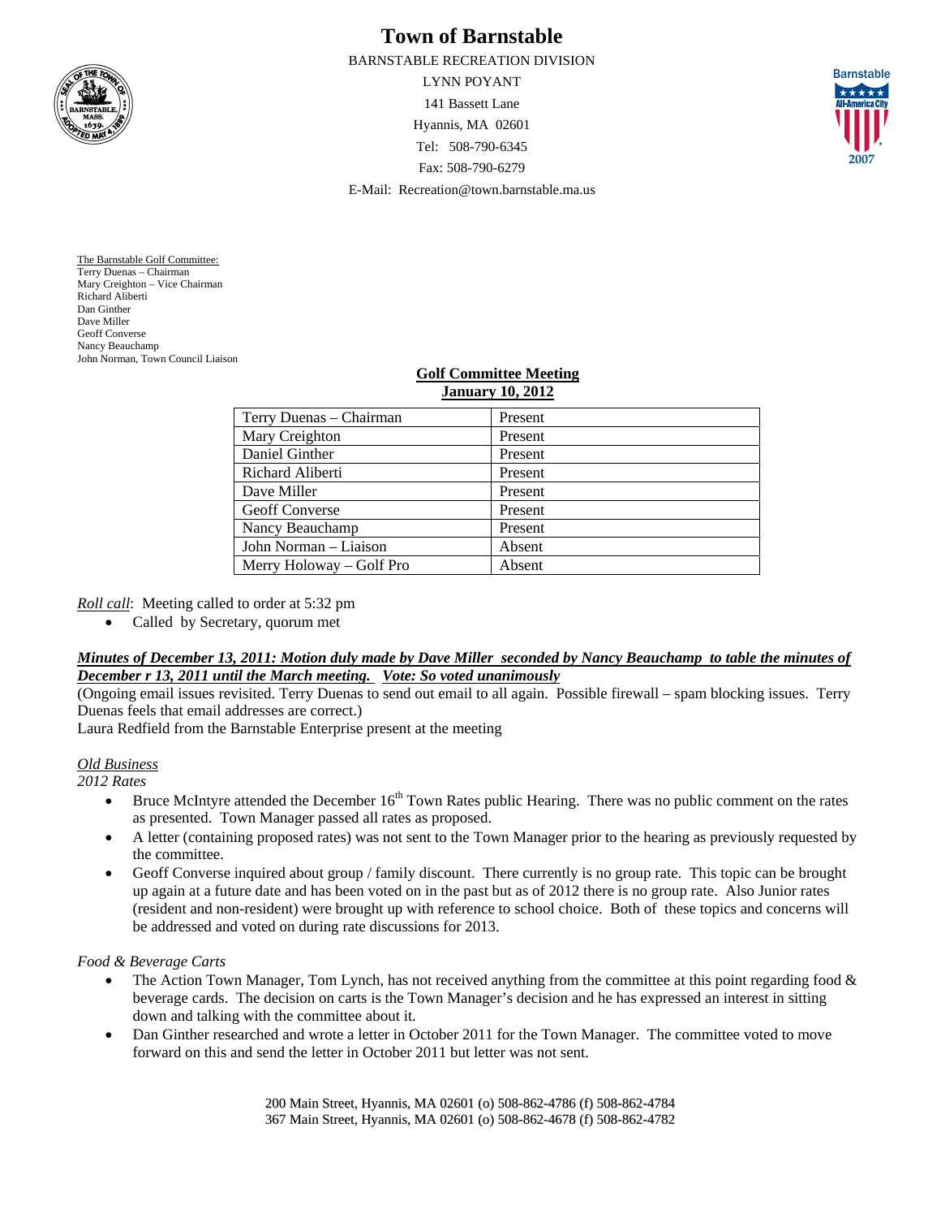# Town of Barnstable

BARNSTABLE RECREATION DIVISION
LYNN POYANT
141 Bassett Lane
Hyannis, MA 02601
Tel: 508-790-6345
Fax: 508-790-6279
E-Mail: Recreation@town.barnstable.ma.us

The Barnstable Golf Committee:
Terry Duenas – Chairman
Mary Creighton – Vice Chairman
Richard Aliberti
Dan Ginther
Dave Miller
Geoff Converse
Nancy Beauchamp
John Norman, Town Council Liaison

## Golf Committee Meeting
## January 10, 2012

| | |
|---|---|
| Terry Duenas – Chairman | Present |
| Mary Creighton | Present |
| Daniel Ginther | Present |
| Richard Aliberti | Present |
| Dave Miller | Present |
| Geoff Converse | Present |
| Nancy Beauchamp | Present |
| John Norman – Liaison | Absent |
| Merry Holoway – Golf Pro | Absent |

*Roll call*: Meeting called to order at 5:32 pm

- Called by Secretary, quorum met

***Minutes of December 13, 2011: Motion duly made by Dave Miller seconded by Nancy Beauchamp to table the minutes of December r 13, 2011 until the March meeting. Vote: So voted unanimously***

(Ongoing email issues revisited. Terry Duenas to send out email to all again. Possible firewall – spam blocking issues. Terry Duenas feels that email addresses are correct.)

Laura Redfield from the Barnstable Enterprise present at the meeting

*Old Business*

*2012 Rates*

- Bruce McIntyre attended the December 16th Town Rates public Hearing. There was no public comment on the rates as presented. Town Manager passed all rates as proposed.
- A letter (containing proposed rates) was not sent to the Town Manager prior to the hearing as previously requested by the committee.
- Geoff Converse inquired about group / family discount. There currently is no group rate. This topic can be brought up again at a future date and has been voted on in the past but as of 2012 there is no group rate. Also Junior rates (resident and non-resident) were brought up with reference to school choice. Both of these topics and concerns will be addressed and voted on during rate discussions for 2013.

*Food & Beverage Carts*

- The Action Town Manager, Tom Lynch, has not received anything from the committee at this point regarding food & beverage cards. The decision on carts is the Town Manager's decision and he has expressed an interest in sitting down and talking with the committee about it.
- Dan Ginther researched and wrote a letter in October 2011 for the Town Manager. The committee voted to move forward on this and send the letter in October 2011 but letter was not sent.

200 Main Street, Hyannis, MA 02601 (o) 508-862-4786 (f) 508-862-4784
367 Main Street, Hyannis, MA 02601 (o) 508-862-4678 (f) 508-862-4782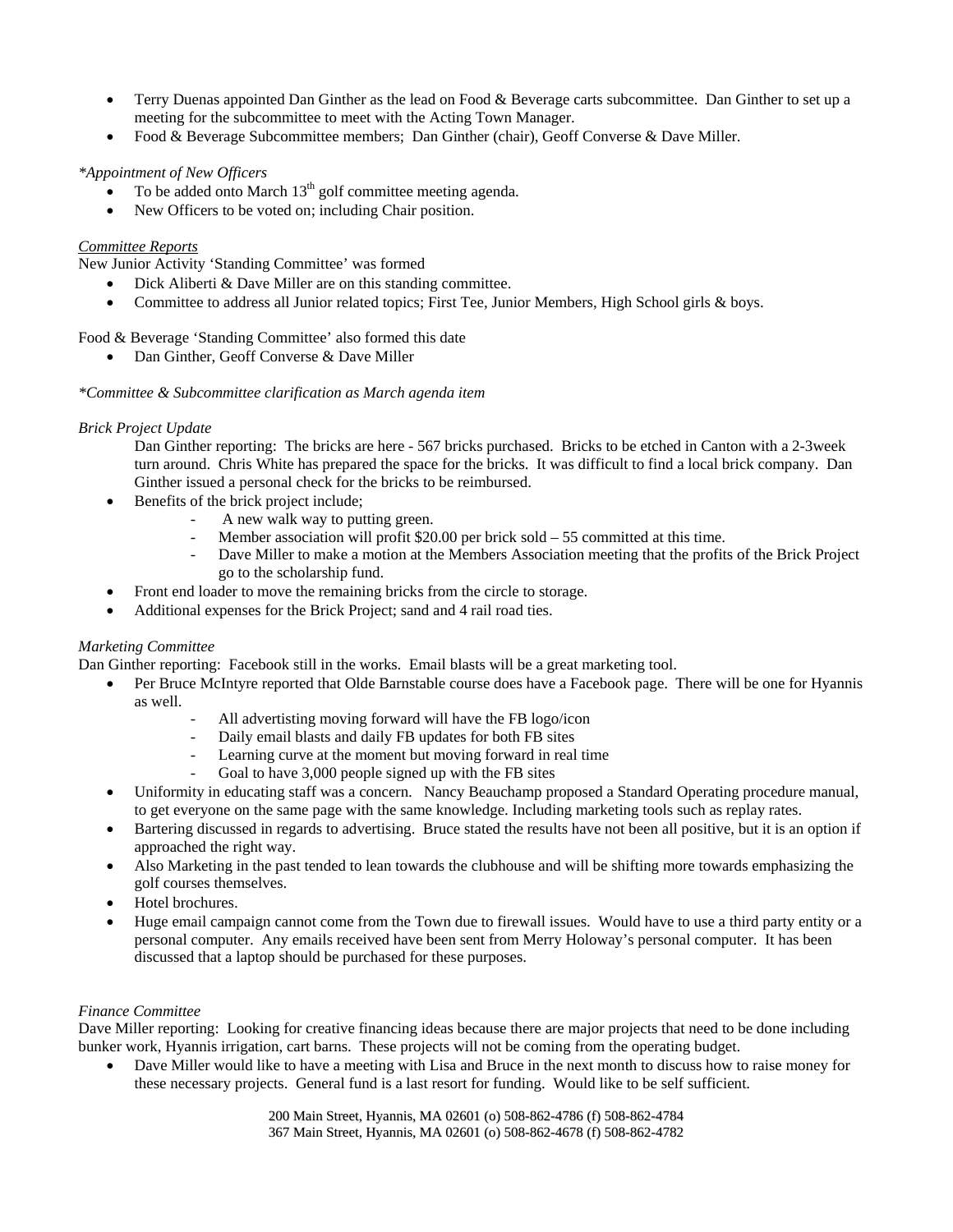- Terry Duenas appointed Dan Ginther as the lead on Food & Beverage carts subcommittee. Dan Ginther to set up a meeting for the subcommittee to meet with the Acting Town Manager.
- Food & Beverage Subcommittee members; Dan Ginther (chair), Geoff Converse & Dave Miller.

*\*Appointment of New Officers*

- To be added onto March 13th golf committee meeting agenda.
- New Officers to be voted on; including Chair position.

*<u>Committee Reports</u>*

New Junior Activity 'Standing Committee' was formed

- Dick Aliberti & Dave Miller are on this standing committee.
- Committee to address all Junior related topics; First Tee, Junior Members, High School girls & boys.

Food & Beverage 'Standing Committee' also formed this date

- Dan Ginther, Geoff Converse & Dave Miller

*\*Committee & Subcommittee clarification as March agenda item*

*Brick Project Update*

Dan Ginther reporting: The bricks are here - 567 bricks purchased. Bricks to be etched in Canton with a 2-3week turn around. Chris White has prepared the space for the bricks. It was difficult to find a local brick company. Dan Ginther issued a personal check for the bricks to be reimbursed.

- Benefits of the brick project include;
  - A new walk way to putting green.
  - Member association will profit $20.00 per brick sold – 55 committed at this time.
  - Dave Miller to make a motion at the Members Association meeting that the profits of the Brick Project go to the scholarship fund.
- Front end loader to move the remaining bricks from the circle to storage.
- Additional expenses for the Brick Project; sand and 4 rail road ties.

*Marketing Committee*

Dan Ginther reporting: Facebook still in the works. Email blasts will be a great marketing tool.

- Per Bruce McIntyre reported that Olde Barnstable course does have a Facebook page. There will be one for Hyannis as well.
  - All advertisting moving forward will have the FB logo/icon
  - Daily email blasts and daily FB updates for both FB sites
  - Learning curve at the moment but moving forward in real time
  - Goal to have 3,000 people signed up with the FB sites
- Uniformity in educating staff was a concern. Nancy Beauchamp proposed a Standard Operating procedure manual, to get everyone on the same page with the same knowledge. Including marketing tools such as replay rates.
- Bartering discussed in regards to advertising. Bruce stated the results have not been all positive, but it is an option if approached the right way.
- Also Marketing in the past tended to lean towards the clubhouse and will be shifting more towards emphasizing the golf courses themselves.
- Hotel brochures.
- Huge email campaign cannot come from the Town due to firewall issues. Would have to use a third party entity or a personal computer. Any emails received have been sent from Merry Holoway's personal computer. It has been discussed that a laptop should be purchased for these purposes.

*Finance Committee*

Dave Miller reporting: Looking for creative financing ideas because there are major projects that need to be done including bunker work, Hyannis irrigation, cart barns. These projects will not be coming from the operating budget.

- Dave Miller would like to have a meeting with Lisa and Bruce in the next month to discuss how to raise money for these necessary projects. General fund is a last resort for funding. Would like to be self sufficient.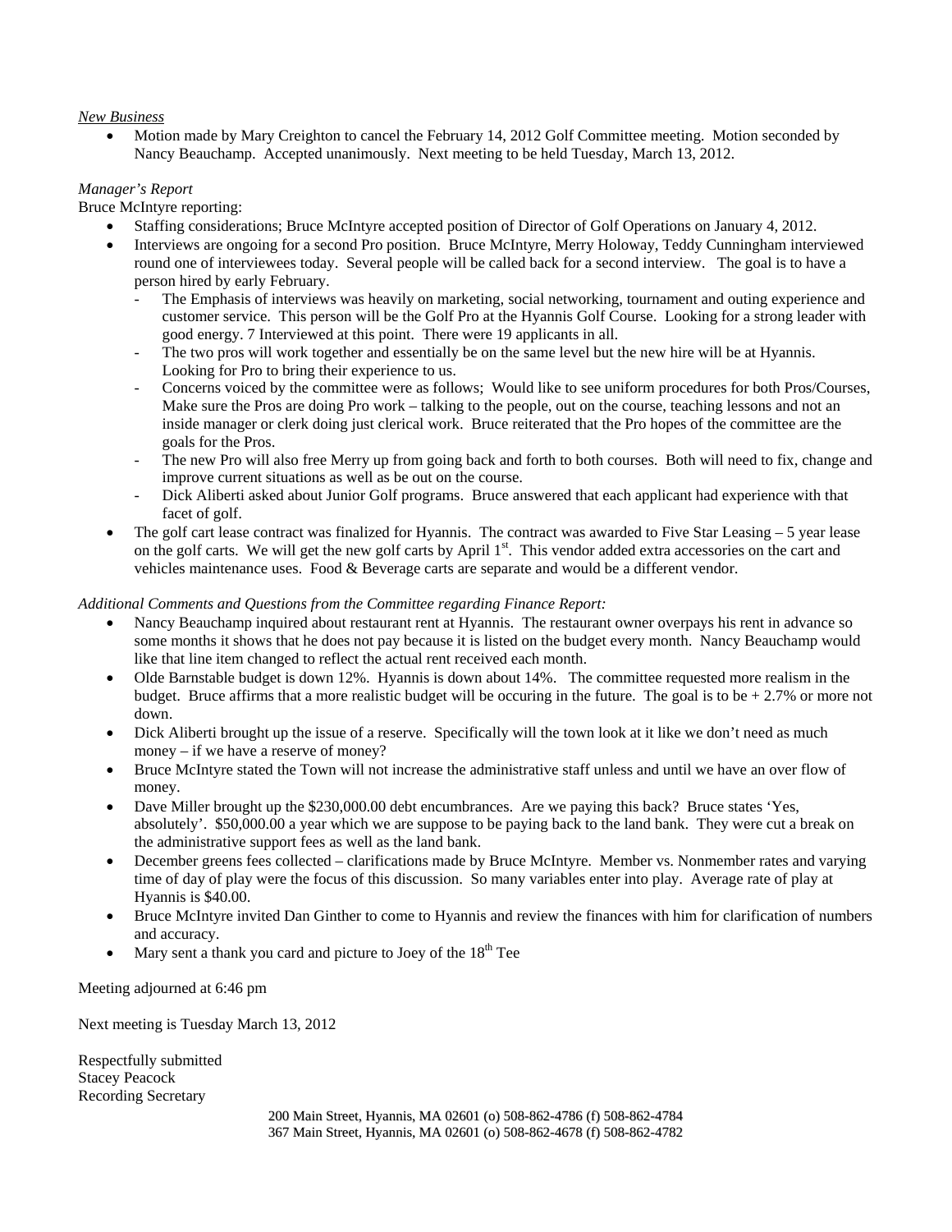*New Business*

- Motion made by Mary Creighton to cancel the February 14, 2012 Golf Committee meeting. Motion seconded by Nancy Beauchamp. Accepted unanimously. Next meeting to be held Tuesday, March 13, 2012.

*Manager's Report*

Bruce McIntyre reporting:

- Staffing considerations; Bruce McIntyre accepted position of Director of Golf Operations on January 4, 2012.
- Interviews are ongoing for a second Pro position. Bruce McIntyre, Merry Holoway, Teddy Cunningham interviewed round one of interviewees today. Several people will be called back for a second interview. The goal is to have a person hired by early February.
  - The Emphasis of interviews was heavily on marketing, social networking, tournament and outing experience and customer service. This person will be the Golf Pro at the Hyannis Golf Course. Looking for a strong leader with good energy. 7 Interviewed at this point. There were 19 applicants in all.
  - The two pros will work together and essentially be on the same level but the new hire will be at Hyannis. Looking for Pro to bring their experience to us.
  - Concerns voiced by the committee were as follows; Would like to see uniform procedures for both Pros/Courses, Make sure the Pros are doing Pro work – talking to the people, out on the course, teaching lessons and not an inside manager or clerk doing just clerical work. Bruce reiterated that the Pro hopes of the committee are the goals for the Pros.
  - The new Pro will also free Merry up from going back and forth to both courses. Both will need to fix, change and improve current situations as well as be out on the course.
  - Dick Aliberti asked about Junior Golf programs. Bruce answered that each applicant had experience with that facet of golf.
- The golf cart lease contract was finalized for Hyannis. The contract was awarded to Five Star Leasing – 5 year lease on the golf carts. We will get the new golf carts by April 1st. This vendor added extra accessories on the cart and vehicles maintenance uses. Food & Beverage carts are separate and would be a different vendor.

*Additional Comments and Questions from the Committee regarding Finance Report:*

- Nancy Beauchamp inquired about restaurant rent at Hyannis. The restaurant owner overpays his rent in advance so some months it shows that he does not pay because it is listed on the budget every month. Nancy Beauchamp would like that line item changed to reflect the actual rent received each month.
- Olde Barnstable budget is down 12%. Hyannis is down about 14%. The committee requested more realism in the budget. Bruce affirms that a more realistic budget will be occuring in the future. The goal is to be + 2.7% or more not down.
- Dick Aliberti brought up the issue of a reserve. Specifically will the town look at it like we don't need as much money – if we have a reserve of money?
- Bruce McIntyre stated the Town will not increase the administrative staff unless and until we have an over flow of money.
- Dave Miller brought up the $230,000.00 debt encumbrances. Are we paying this back? Bruce states 'Yes, absolutely'. $50,000.00 a year which we are suppose to be paying back to the land bank. They were cut a break on the administrative support fees as well as the land bank.
- December greens fees collected – clarifications made by Bruce McIntyre. Member vs. Nonmember rates and varying time of day of play were the focus of this discussion. So many variables enter into play. Average rate of play at Hyannis is $40.00.
- Bruce McIntyre invited Dan Ginther to come to Hyannis and review the finances with him for clarification of numbers and accuracy.
- Mary sent a thank you card and picture to Joey of the 18th Tee

Meeting adjourned at 6:46 pm

Next meeting is Tuesday March 13, 2012

Respectfully submitted
Stacey Peacock
Recording Secretary

200 Main Street, Hyannis, MA 02601 (o) 508-862-4786 (f) 508-862-4784
367 Main Street, Hyannis, MA 02601 (o) 508-862-4678 (f) 508-862-4782